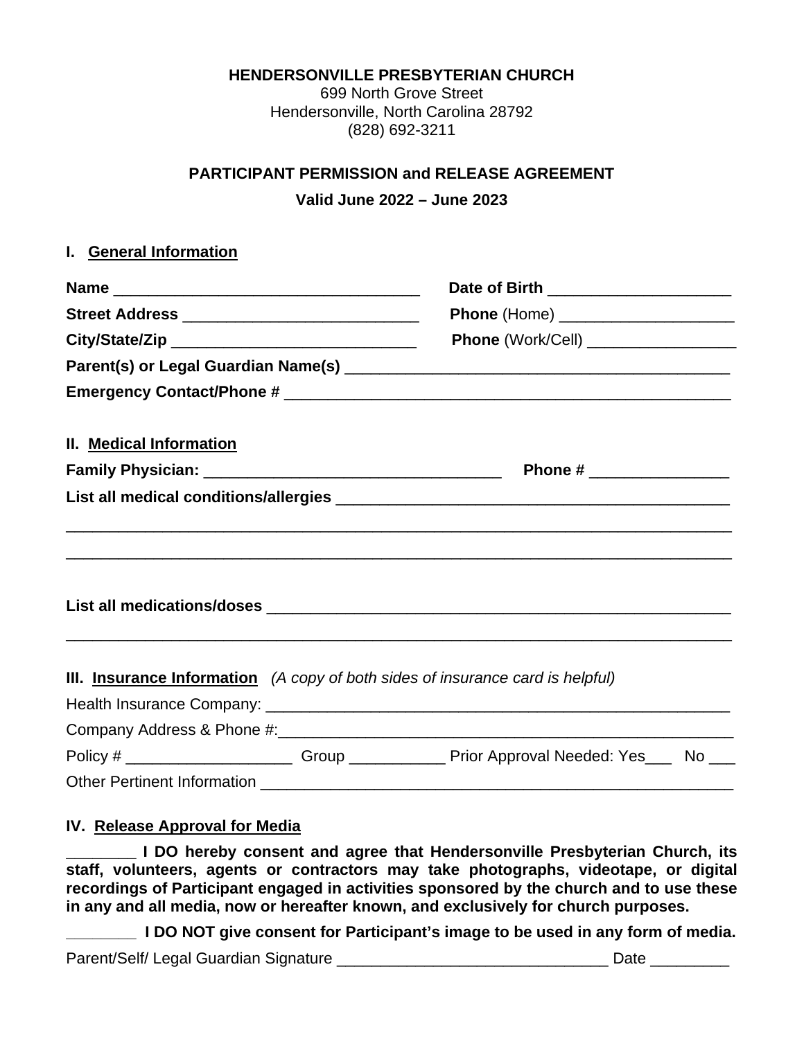**HENDERSONVILLE PRESBYTERIAN CHURCH**
699 North Grove Street
Hendersonville, North Carolina 28792
(828) 692-3211

**PARTICIPANT PERMISSION and RELEASE AGREEMENT**

**Valid June 2022 – June 2023**

## I. General Information

**Name** ___________________________________ **Date of Birth** _____________________

**Street Address** ___________________________ **Phone** (Home) ____________________

**City/State/Zip** ____________________________ **Phone** (Work/Cell) _________________

**Parent(s) or Legal Guardian Name(s)** ____________________________________________

**Emergency Contact/Phone #** ___________________________________________________

## II. Medical Information

**Family Physician:** __________________________________ **Phone #** ________________

**List all medical conditions/allergies** _____________________________________________

_____________________________________________________________________________

_____________________________________________________________________________

**List all medications/doses** _____________________________________________________

_____________________________________________________________________________

## III. Insurance Information *(A copy of both sides of insurance card is helpful)*

Health Insurance Company: ______________________________________________________

Company Address & Phone #:_____________________________________________________

Policy # ___________________ Group ___________ Prior Approval Needed: Yes___ No ___

Other Pertinent Information ______________________________________________________

## IV. Release Approval for Media

**________ I DO hereby consent and agree that Hendersonville Presbyterian Church, its staff, volunteers, agents or contractors may take photographs, videotape, or digital recordings of Participant engaged in activities sponsored by the church and to use these in any and all media, now or hereafter known, and exclusively for church purposes.**

**________ I DO NOT give consent for Participant's image to be used in any form of media.**

Parent/Self/ Legal Guardian Signature _______________________________ Date _________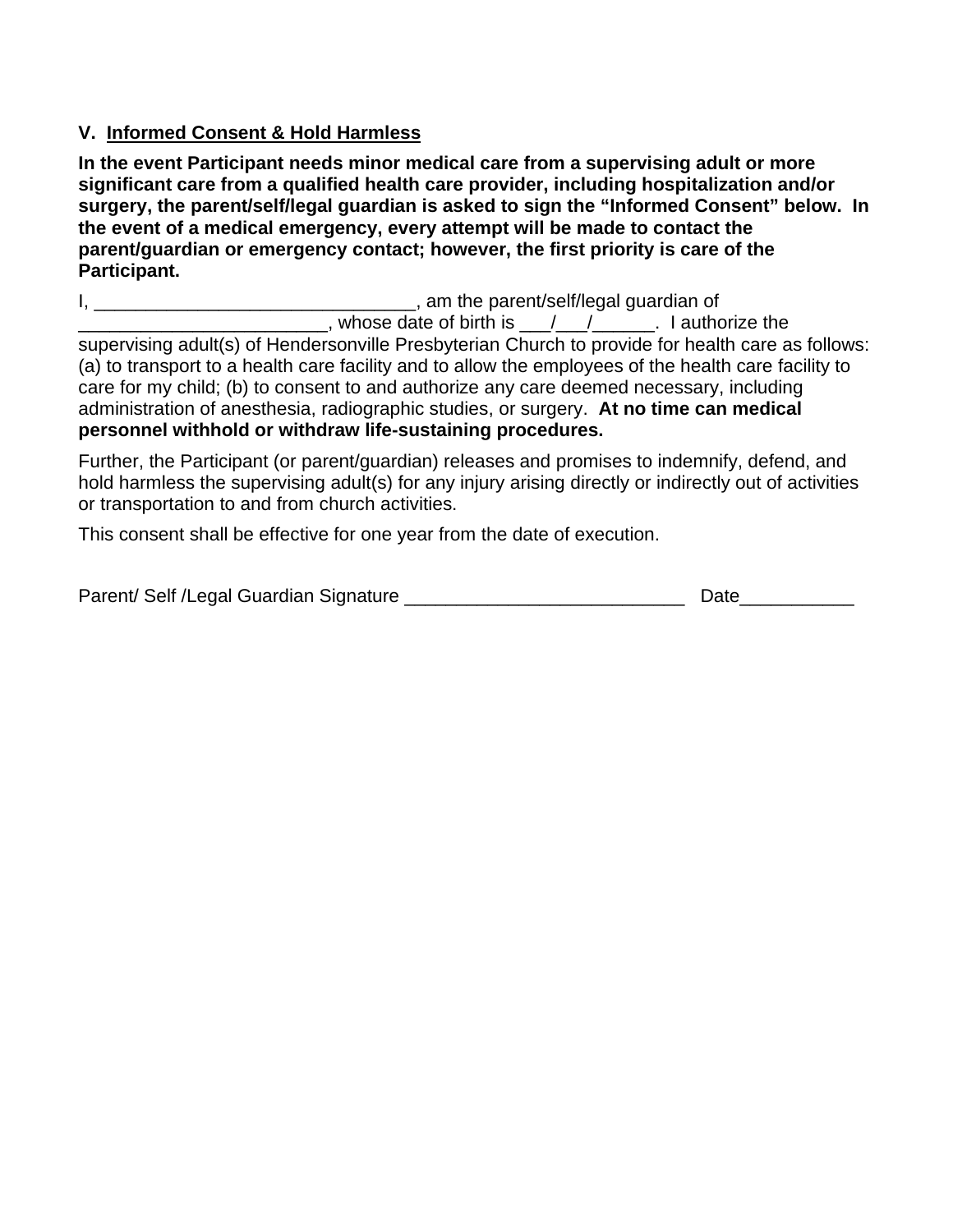## V. <u>Informed Consent & Hold Harmless</u>

**In the event Participant needs minor medical care from a supervising adult or more significant care from a qualified health care provider, including hospitalization and/or surgery, the parent/self/legal guardian is asked to sign the "Informed Consent" below. In the event of a medical emergency, every attempt will be made to contact the parent/guardian or emergency contact; however, the first priority is care of the Participant.**

I, _______________________________, am the parent/self/legal guardian of ________________________, whose date of birth is ___/___/______. I authorize the supervising adult(s) of Hendersonville Presbyterian Church to provide for health care as follows: (a) to transport to a health care facility and to allow the employees of the health care facility to care for my child; (b) to consent to and authorize any care deemed necessary, including administration of anesthesia, radiographic studies, or surgery. **At no time can medical personnel withhold or withdraw life-sustaining procedures.**

Further, the Participant (or parent/guardian) releases and promises to indemnify, defend, and hold harmless the supervising adult(s) for any injury arising directly or indirectly out of activities or transportation to and from church activities.

This consent shall be effective for one year from the date of execution.

Parent/ Self /Legal Guardian Signature ___________________________ Date___________